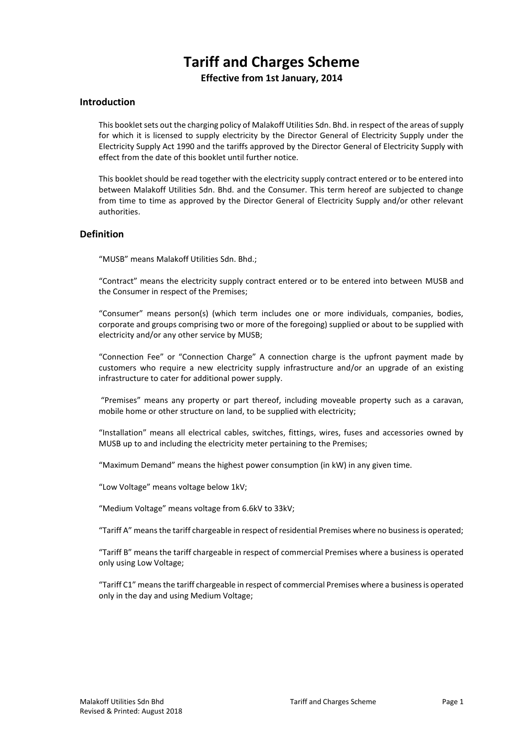# Tariff and Charges Scheme

**Effective from 1st January, 2014**

## Introduction

This booklet sets out the charging policy of Malakoff Utilities Sdn. Bhd. in respect of the areas of supply for which it is licensed to supply electricity by the Director General of Electricity Supply under the Electricity Supply Act 1990 and the tariffs approved by the Director General of Electricity Supply with effect from the date of this booklet until further notice.

This booklet should be read together with the electricity supply contract entered or to be entered into between Malakoff Utilities Sdn. Bhd. and the Consumer. This term hereof are subjected to change from time to time as approved by the Director General of Electricity Supply and/or other relevant authorities.

## Definition

"MUSB" means Malakoff Utilities Sdn. Bhd.;

"Contract" means the electricity supply contract entered or to be entered into between MUSB and the Consumer in respect of the Premises;

"Consumer" means person(s) (which term includes one or more individuals, companies, bodies, corporate and groups comprising two or more of the foregoing) supplied or about to be supplied with electricity and/or any other service by MUSB;

"Connection Fee" or "Connection Charge" A connection charge is the upfront payment made by customers who require a new electricity supply infrastructure and/or an upgrade of an existing infrastructure to cater for additional power supply.

"Premises" means any property or part thereof, including moveable property such as a caravan, mobile home or other structure on land, to be supplied with electricity;

"Installation" means all electrical cables, switches, fittings, wires, fuses and accessories owned by MUSB up to and including the electricity meter pertaining to the Premises;

"Maximum Demand" means the highest power consumption (in kW) in any given time.

"Low Voltage" means voltage below 1kV;

"Medium Voltage" means voltage from 6.6kV to 33kV;

"Tariff A" means the tariff chargeable in respect of residential Premises where no business is operated;

"Tariff B" means the tariff chargeable in respect of commercial Premises where a business is operated only using Low Voltage;

"Tariff C1" means the tariff chargeable in respect of commercial Premises where a business is operated only in the day and using Medium Voltage;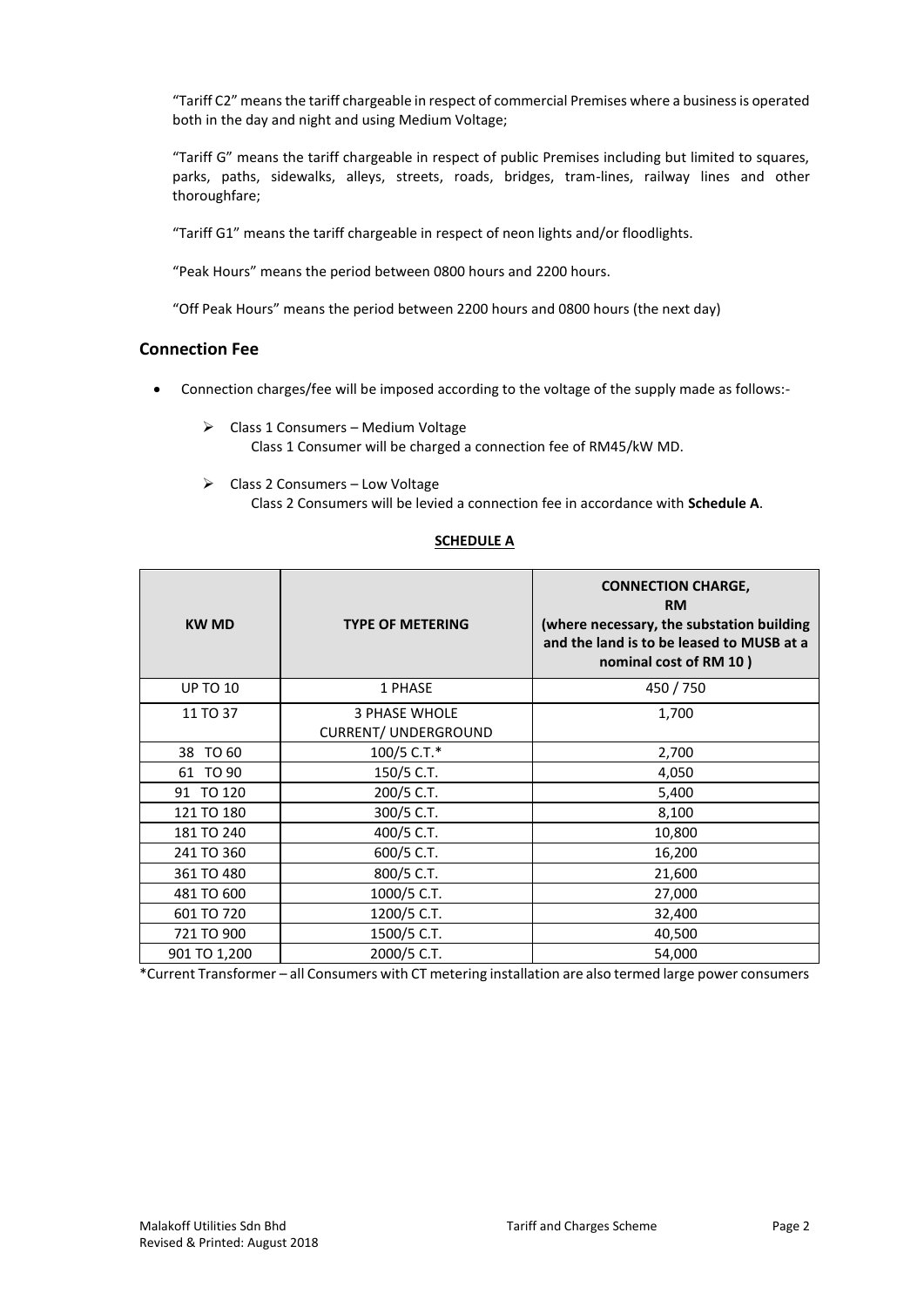"Tariff C2" means the tariff chargeable in respect of commercial Premises where a business is operated both in the day and night and using Medium Voltage;

"Tariff G" means the tariff chargeable in respect of public Premises including but limited to squares, parks, paths, sidewalks, alleys, streets, roads, bridges, tram-lines, railway lines and other thoroughfare;

"Tariff G1" means the tariff chargeable in respect of neon lights and/or floodlights.

"Peak Hours" means the period between 0800 hours and 2200 hours.

"Off Peak Hours" means the period between 2200 hours and 0800 hours (the next day)

## Connection Fee

- Connection charges/fee will be imposed according to the voltage of the supply made as follows:-
  - Class 1 Consumers – Medium Voltage
    Class 1 Consumer will be charged a connection fee of RM45/kW MD.
  - Class 2 Consumers – Low Voltage
    Class 2 Consumers will be levied a connection fee in accordance with **Schedule A**.

**SCHEDULE A**

| KW MD | TYPE OF METERING | CONNECTION CHARGE, RM (where necessary, the substation building and the land is to be leased to MUSB at a nominal cost of RM 10 ) |
|---|---|---|
| UP TO 10 | 1 PHASE | 450 / 750 |
| 11 TO 37 | 3 PHASE WHOLE CURRENT/ UNDERGROUND | 1,700 |
| 38 TO 60 | 100/5 C.T.* | 2,700 |
| 61 TO 90 | 150/5 C.T. | 4,050 |
| 91 TO 120 | 200/5 C.T. | 5,400 |
| 121 TO 180 | 300/5 C.T. | 8,100 |
| 181 TO 240 | 400/5 C.T. | 10,800 |
| 241 TO 360 | 600/5 C.T. | 16,200 |
| 361 TO 480 | 800/5 C.T. | 21,600 |
| 481 TO 600 | 1000/5 C.T. | 27,000 |
| 601 TO 720 | 1200/5 C.T. | 32,400 |
| 721 TO 900 | 1500/5 C.T. | 40,500 |
| 901 TO 1,200 | 2000/5 C.T. | 54,000 |

*Current Transformer – all Consumers with CT metering installation are also termed large power consumers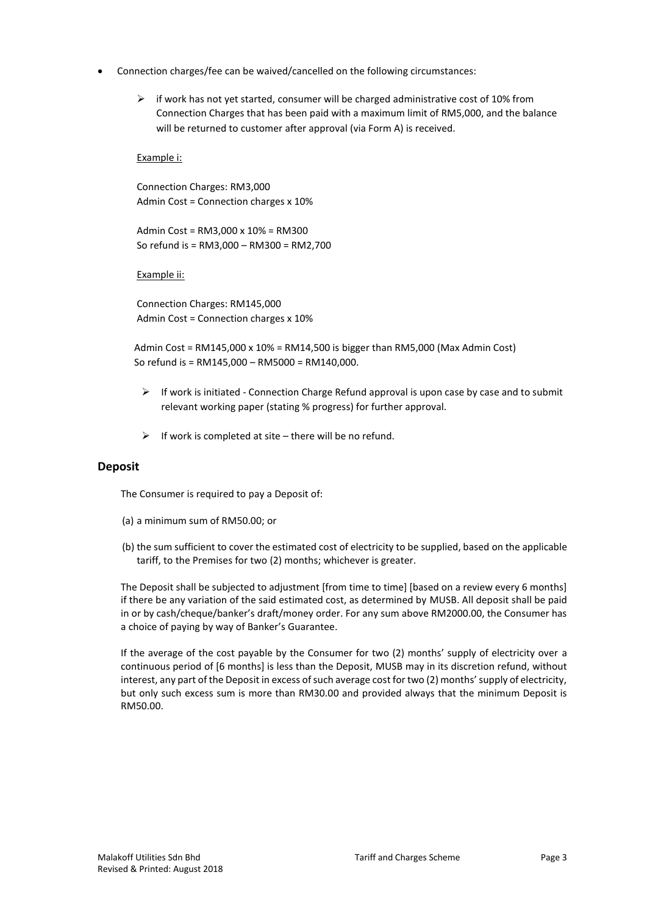- Connection charges/fee can be waived/cancelled on the following circumstances:

  - if work has not yet started, consumer will be charged administrative cost of 10% from Connection Charges that has been paid with a maximum limit of RM5,000, and the balance will be returned to customer after approval (via Form A) is received.

    Example i:

    Connection Charges: RM3,000
    Admin Cost = Connection charges x 10%

    Admin Cost = RM3,000 x 10% = RM300
    So refund is = RM3,000 – RM300 = RM2,700

    Example ii:

    Connection Charges: RM145,000
    Admin Cost = Connection charges x 10%

    Admin Cost = RM145,000 x 10% = RM14,500 is bigger than RM5,000 (Max Admin Cost)
    So refund is = RM145,000 – RM5000 = RM140,000.

  - If work is initiated - Connection Charge Refund approval is upon case by case and to submit relevant working paper (stating % progress) for further approval.

  - If work is completed at site – there will be no refund.

## Deposit

The Consumer is required to pay a Deposit of:

(a) a minimum sum of RM50.00; or

(b) the sum sufficient to cover the estimated cost of electricity to be supplied, based on the applicable tariff, to the Premises for two (2) months; whichever is greater.

The Deposit shall be subjected to adjustment [from time to time] [based on a review every 6 months] if there be any variation of the said estimated cost, as determined by MUSB. All deposit shall be paid in or by cash/cheque/banker's draft/money order. For any sum above RM2000.00, the Consumer has a choice of paying by way of Banker's Guarantee.

If the average of the cost payable by the Consumer for two (2) months' supply of electricity over a continuous period of [6 months] is less than the Deposit, MUSB may in its discretion refund, without interest, any part of the Deposit in excess of such average cost for two (2) months' supply of electricity, but only such excess sum is more than RM30.00 and provided always that the minimum Deposit is RM50.00.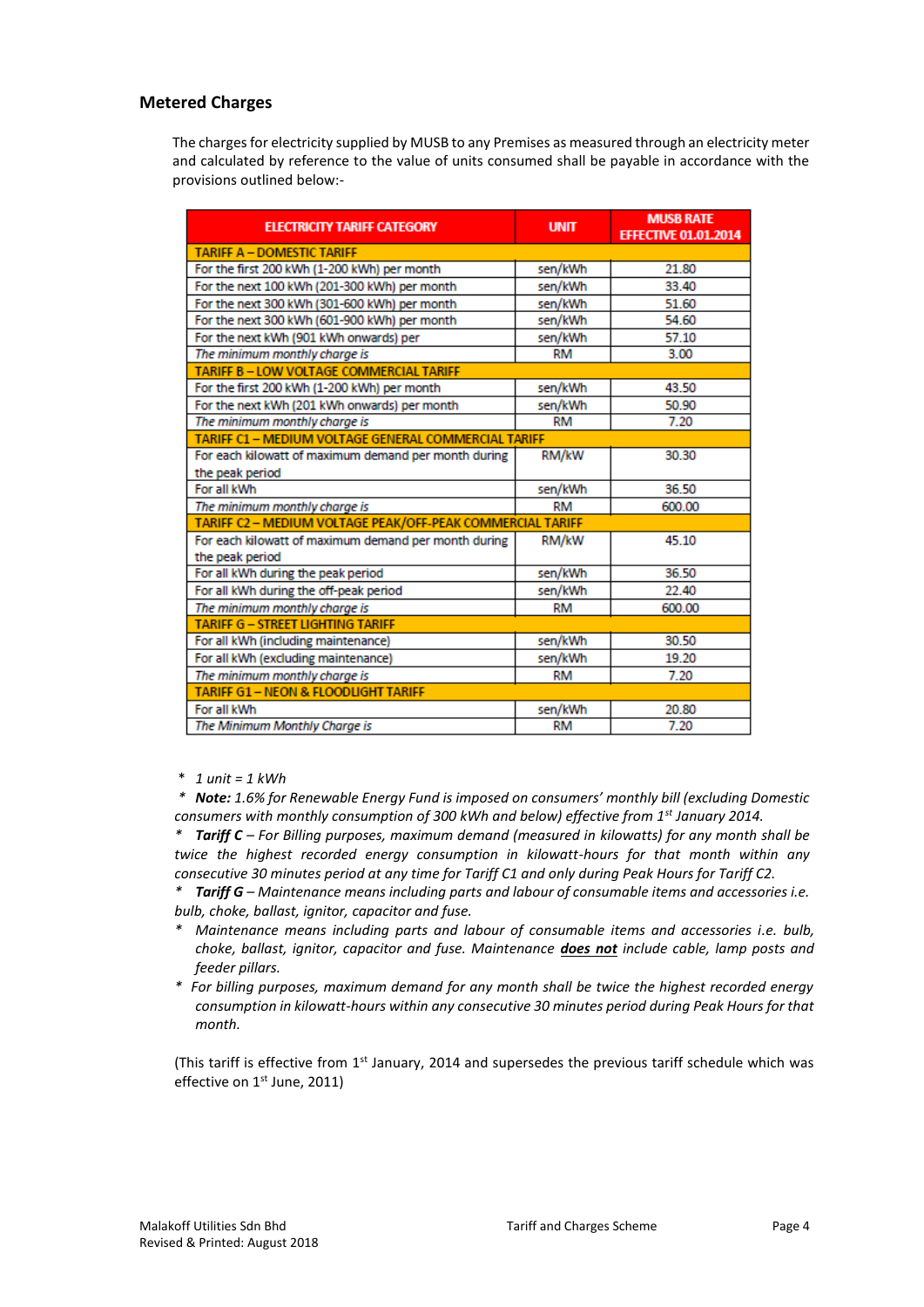## Metered Charges

The charges for electricity supplied by MUSB to any Premises as measured through an electricity meter and calculated by reference to the value of units consumed shall be payable in accordance with the provisions outlined below:-

| ELECTRICITY TARIFF CATEGORY | UNIT | MUSB RATE EFFECTIVE 01.01.2014 |
|---|---|---|
| **TARIFF A – DOMESTIC TARIFF** | | |
| For the first 200 kWh (1-200 kWh) per month | sen/kWh | 21.80 |
| For the next 100 kWh (201-300 kWh) per month | sen/kWh | 33.40 |
| For the next 300 kWh (301-600 kWh) per month | sen/kWh | 51.60 |
| For the next 300 kWh (601-900 kWh) per month | sen/kWh | 54.60 |
| For the next kWh (901 kWh onwards) per | sen/kWh | 57.10 |
| *The minimum monthly charge is* | RM | 3.00 |
| **TARIFF B – LOW VOLTAGE COMMERCIAL TARIFF** | | |
| For the first 200 kWh (1-200 kWh) per month | sen/kWh | 43.50 |
| For the next kWh (201 kWh onwards) per month | sen/kWh | 50.90 |
| *The minimum monthly charge is* | RM | 7.20 |
| **TARIFF C1 – MEDIUM VOLTAGE GENERAL COMMERCIAL TARIFF** | | |
| For each kilowatt of maximum demand per month during the peak period | RM/kW | 30.30 |
| For all kWh | sen/kWh | 36.50 |
| *The minimum monthly charge is* | RM | 600.00 |
| **TARIFF C2 – MEDIUM VOLTAGE PEAK/OFF-PEAK COMMERCIAL TARIFF** | | |
| For each kilowatt of maximum demand per month during the peak period | RM/kW | 45.10 |
| For all kWh during the peak period | sen/kWh | 36.50 |
| For all kWh during the off-peak period | sen/kWh | 22.40 |
| *The minimum monthly charge is* | RM | 600.00 |
| **TARIFF G – STREET LIGHTING TARIFF** | | |
| For all kWh (including maintenance) | sen/kWh | 30.50 |
| For all kWh (excluding maintenance) | sen/kWh | 19.20 |
| *The minimum monthly charge is* | RM | 7.20 |
| **TARIFF G1 – NEON & FLOODLIGHT TARIFF** | | |
| For all kWh | sen/kWh | 20.80 |
| *The Minimum Monthly Charge is* | RM | 7.20 |

\* *1 unit = 1 kWh*

\* ***Note:*** *1.6% for Renewable Energy Fund is imposed on consumers' monthly bill (excluding Domestic consumers with monthly consumption of 300 kWh and below) effective from 1st January 2014.*

\* ***Tariff C*** *– For Billing purposes, maximum demand (measured in kilowatts) for any month shall be twice the highest recorded energy consumption in kilowatt-hours for that month within any consecutive 30 minutes period at any time for Tariff C1 and only during Peak Hours for Tariff C2.*

\* ***Tariff G*** *– Maintenance means including parts and labour of consumable items and accessories i.e. bulb, choke, ballast, ignitor, capacitor and fuse.*

\* *Maintenance means including parts and labour of consumable items and accessories i.e. bulb, choke, ballast, ignitor, capacitor and fuse. Maintenance **does not** include cable, lamp posts and feeder pillars.*

\* *For billing purposes, maximum demand for any month shall be twice the highest recorded energy consumption in kilowatt-hours within any consecutive 30 minutes period during Peak Hours for that month.*

(This tariff is effective from 1st January, 2014 and supersedes the previous tariff schedule which was effective on 1st June, 2011)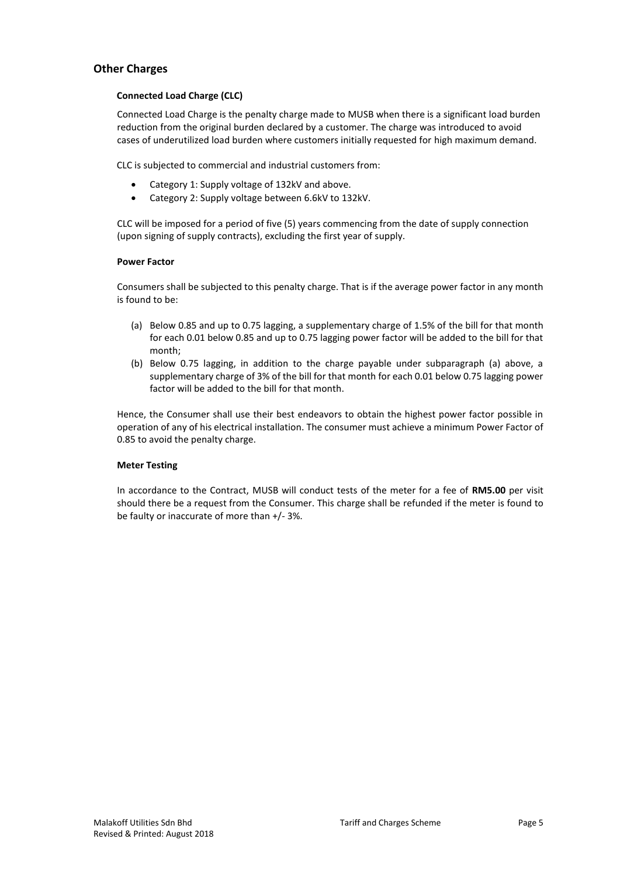## Other Charges

### Connected Load Charge (CLC)

Connected Load Charge is the penalty charge made to MUSB when there is a significant load burden reduction from the original burden declared by a customer. The charge was introduced to avoid cases of underutilized load burden where customers initially requested for high maximum demand.

CLC is subjected to commercial and industrial customers from:

- Category 1: Supply voltage of 132kV and above.
- Category 2: Supply voltage between 6.6kV to 132kV.

CLC will be imposed for a period of five (5) years commencing from the date of supply connection (upon signing of supply contracts), excluding the first year of supply.

### Power Factor

Consumers shall be subjected to this penalty charge. That is if the average power factor in any month is found to be:

(a) Below 0.85 and up to 0.75 lagging, a supplementary charge of 1.5% of the bill for that month for each 0.01 below 0.85 and up to 0.75 lagging power factor will be added to the bill for that month;

(b) Below 0.75 lagging, in addition to the charge payable under subparagraph (a) above, a supplementary charge of 3% of the bill for that month for each 0.01 below 0.75 lagging power factor will be added to the bill for that month.

Hence, the Consumer shall use their best endeavors to obtain the highest power factor possible in operation of any of his electrical installation. The consumer must achieve a minimum Power Factor of 0.85 to avoid the penalty charge.

### Meter Testing

In accordance to the Contract, MUSB will conduct tests of the meter for a fee of **RM5.00** per visit should there be a request from the Consumer. This charge shall be refunded if the meter is found to be faulty or inaccurate of more than +/- 3%.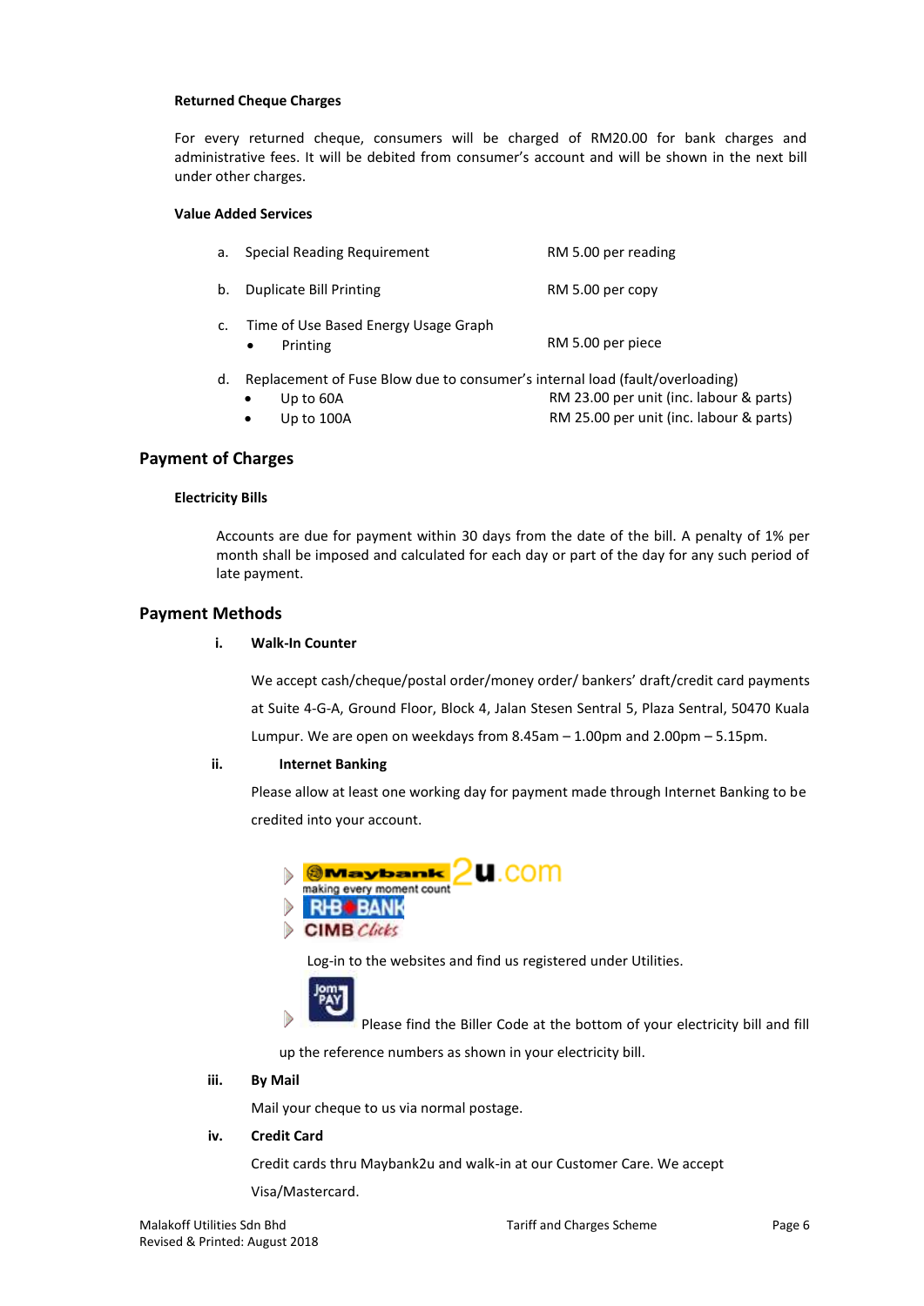**Returned Cheque Charges**

For every returned cheque, consumers will be charged of RM20.00 for bank charges and administrative fees. It will be debited from consumer's account and will be shown in the next bill under other charges.

**Value Added Services**

a. Special Reading Requirement — RM 5.00 per reading

b. Duplicate Bill Printing — RM 5.00 per copy

c. Time of Use Based Energy Usage Graph
   - Printing — RM 5.00 per piece

d. Replacement of Fuse Blow due to consumer's internal load (fault/overloading)
   - Up to 60A — RM 23.00 per unit (inc. labour & parts)
   - Up to 100A — RM 25.00 per unit (inc. labour & parts)

## Payment of Charges

**Electricity Bills**

Accounts are due for payment within 30 days from the date of the bill. A penalty of 1% per month shall be imposed and calculated for each day or part of the day for any such period of late payment.

## Payment Methods

**i. Walk-In Counter**

We accept cash/cheque/postal order/money order/ bankers' draft/credit card payments at Suite 4-G-A, Ground Floor, Block 4, Jalan Stesen Sentral 5, Plaza Sentral, 50470 Kuala Lumpur. We are open on weekdays from 8.45am – 1.00pm and 2.00pm – 5.15pm.

**ii. Internet Banking**

Please allow at least one working day for payment made through Internet Banking to be credited into your account.

- Maybank2u.com
- RHB BANK
- CIMB Clicks

Log-in to the websites and find us registered under Utilities.

- JomPAY — Please find the Biller Code at the bottom of your electricity bill and fill up the reference numbers as shown in your electricity bill.

**iii. By Mail**

Mail your cheque to us via normal postage.

**iv. Credit Card**

Credit cards thru Maybank2u and walk-in at our Customer Care. We accept Visa/Mastercard.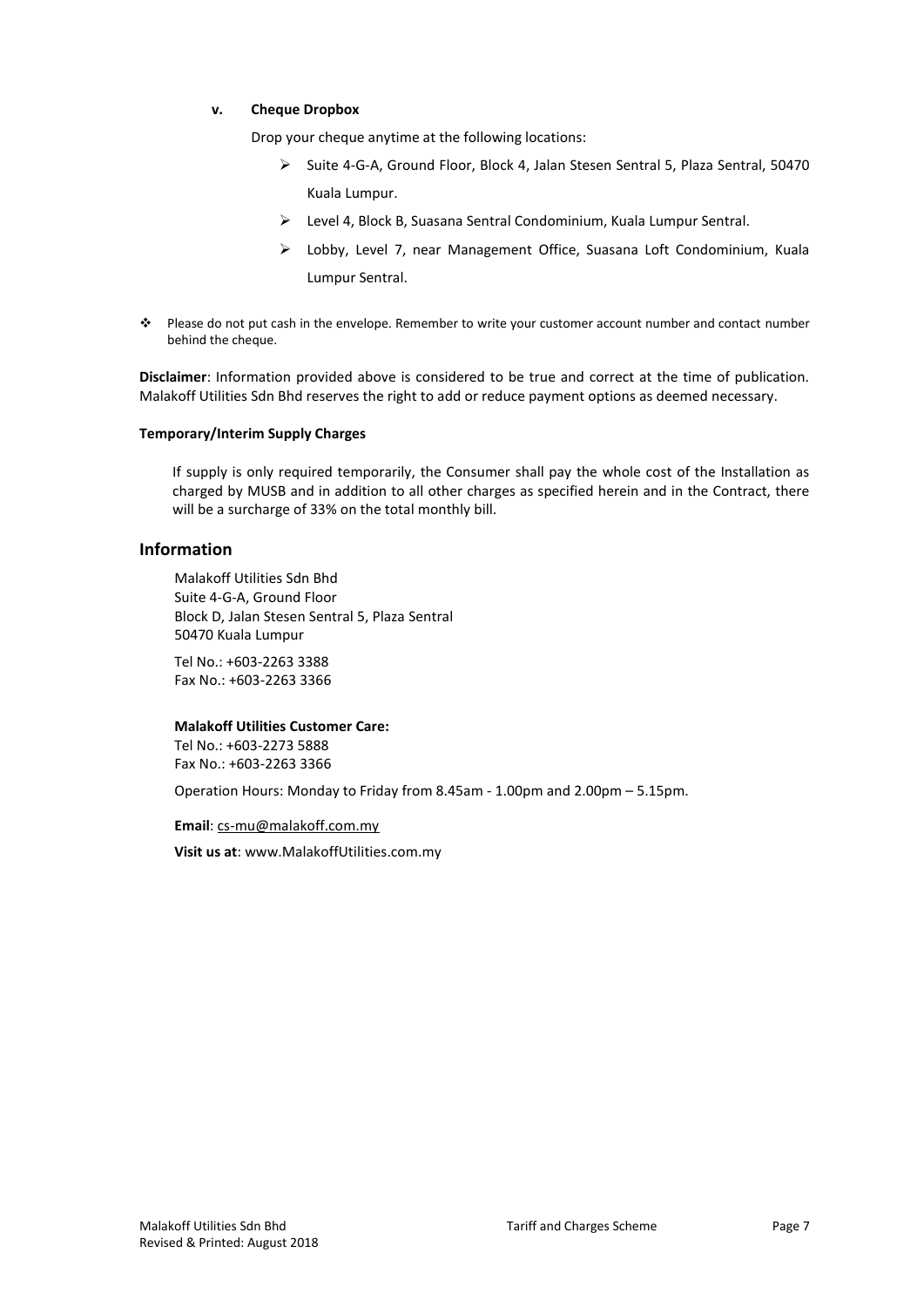**v. Cheque Dropbox**

Drop your cheque anytime at the following locations:

- Suite 4-G-A, Ground Floor, Block 4, Jalan Stesen Sentral 5, Plaza Sentral, 50470 Kuala Lumpur.
- Level 4, Block B, Suasana Sentral Condominium, Kuala Lumpur Sentral.
- Lobby, Level 7, near Management Office, Suasana Loft Condominium, Kuala Lumpur Sentral.

- Please do not put cash in the envelope. Remember to write your customer account number and contact number behind the cheque.

**Disclaimer**: Information provided above is considered to be true and correct at the time of publication. Malakoff Utilities Sdn Bhd reserves the right to add or reduce payment options as deemed necessary.

**Temporary/Interim Supply Charges**

If supply is only required temporarily, the Consumer shall pay the whole cost of the Installation as charged by MUSB and in addition to all other charges as specified herein and in the Contract, there will be a surcharge of 33% on the total monthly bill.

## Information

Malakoff Utilities Sdn Bhd
Suite 4-G-A, Ground Floor
Block D, Jalan Stesen Sentral 5, Plaza Sentral
50470 Kuala Lumpur

Tel No.: +603-2263 3388
Fax No.: +603-2263 3366

**Malakoff Utilities Customer Care:**
Tel No.: +603-2273 5888
Fax No.: +603-2263 3366

Operation Hours: Monday to Friday from 8.45am - 1.00pm and 2.00pm – 5.15pm.

**Email**: cs-mu@malakoff.com.my

**Visit us at**: www.MalakoffUtilities.com.my